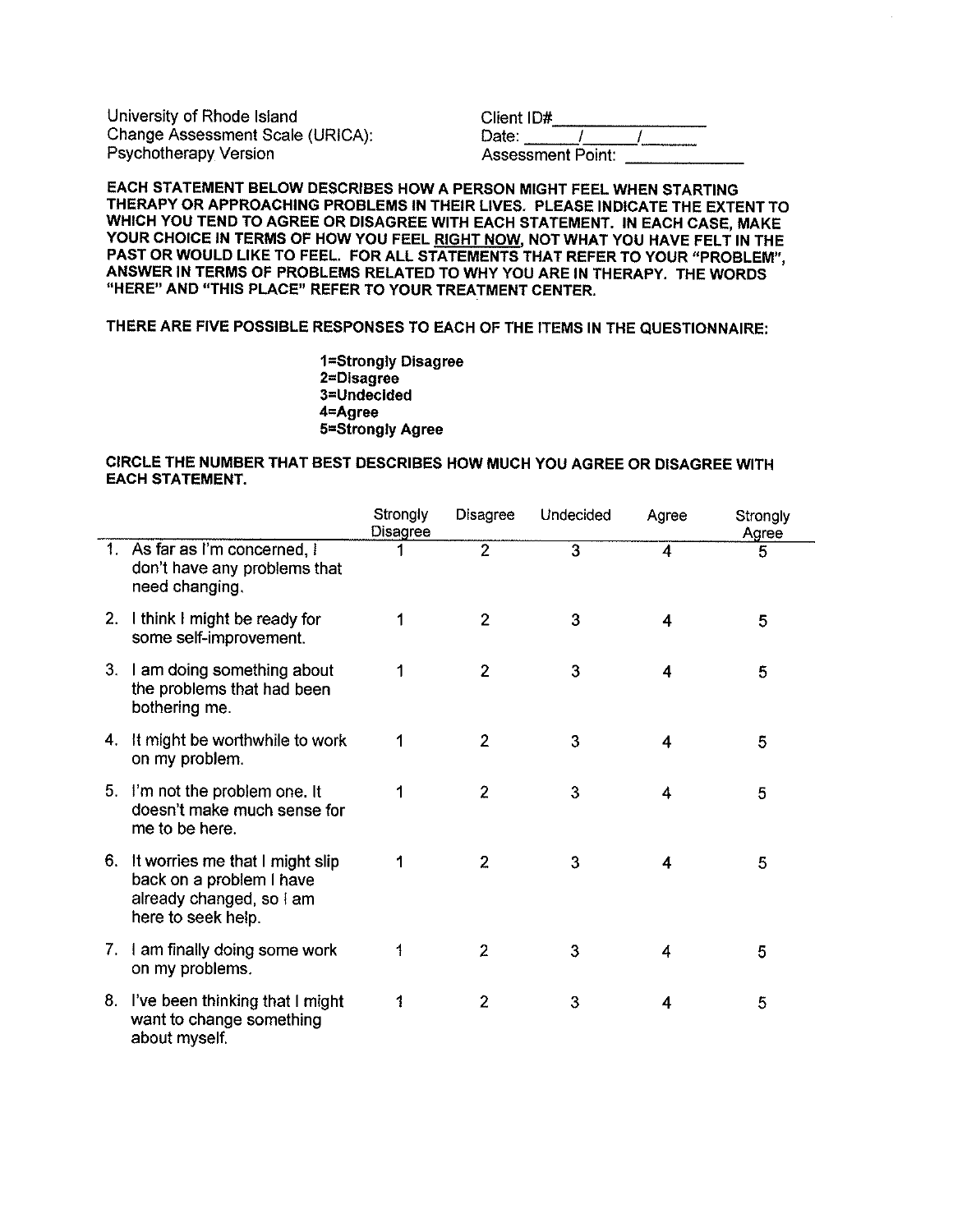University of Rhode Island
Change Assessment Scale (URICA):
Psychotherapy Version

Client ID#________________
Date: _____/_____/______
Assessment Point: ____________

**EACH STATEMENT BELOW DESCRIBES HOW A PERSON MIGHT FEEL WHEN STARTING THERAPY OR APPROACHING PROBLEMS IN THEIR LIVES. PLEASE INDICATE THE EXTENT TO WHICH YOU TEND TO AGREE OR DISAGREE WITH EACH STATEMENT. IN EACH CASE, MAKE YOUR CHOICE IN TERMS OF HOW YOU FEEL <u>RIGHT NOW</u>, NOT WHAT YOU HAVE FELT IN THE PAST OR WOULD LIKE TO FEEL. FOR ALL STATEMENTS THAT REFER TO YOUR "PROBLEM", ANSWER IN TERMS OF PROBLEMS RELATED TO WHY YOU ARE IN THERAPY. THE WORDS "HERE" AND "THIS PLACE" REFER TO YOUR TREATMENT CENTER.**

**THERE ARE FIVE POSSIBLE RESPONSES TO EACH OF THE ITEMS IN THE QUESTIONNAIRE:**

**1=Strongly Disagree**
**2=Disagree**
**3=Undecided**
**4=Agree**
**5=Strongly Agree**

**CIRCLE THE NUMBER THAT BEST DESCRIBES HOW MUCH YOU AGREE OR DISAGREE WITH EACH STATEMENT.**

| | Strongly Disagree | Disagree | Undecided | Agree | Strongly Agree |
|---|---|---|---|---|---|
| 1. As far as I'm concerned, I don't have any problems that need changing. | 1 | 2 | 3 | 4 | 5 |
| 2. I think I might be ready for some self-improvement. | 1 | 2 | 3 | 4 | 5 |
| 3. I am doing something about the problems that had been bothering me. | 1 | 2 | 3 | 4 | 5 |
| 4. It might be worthwhile to work on my problem. | 1 | 2 | 3 | 4 | 5 |
| 5. I'm not the problem one. It doesn't make much sense for me to be here. | 1 | 2 | 3 | 4 | 5 |
| 6. It worries me that I might slip back on a problem I have already changed, so I am here to seek help. | 1 | 2 | 3 | 4 | 5 |
| 7. I am finally doing some work on my problems. | 1 | 2 | 3 | 4 | 5 |
| 8. I've been thinking that I might want to change something about myself. | 1 | 2 | 3 | 4 | 5 |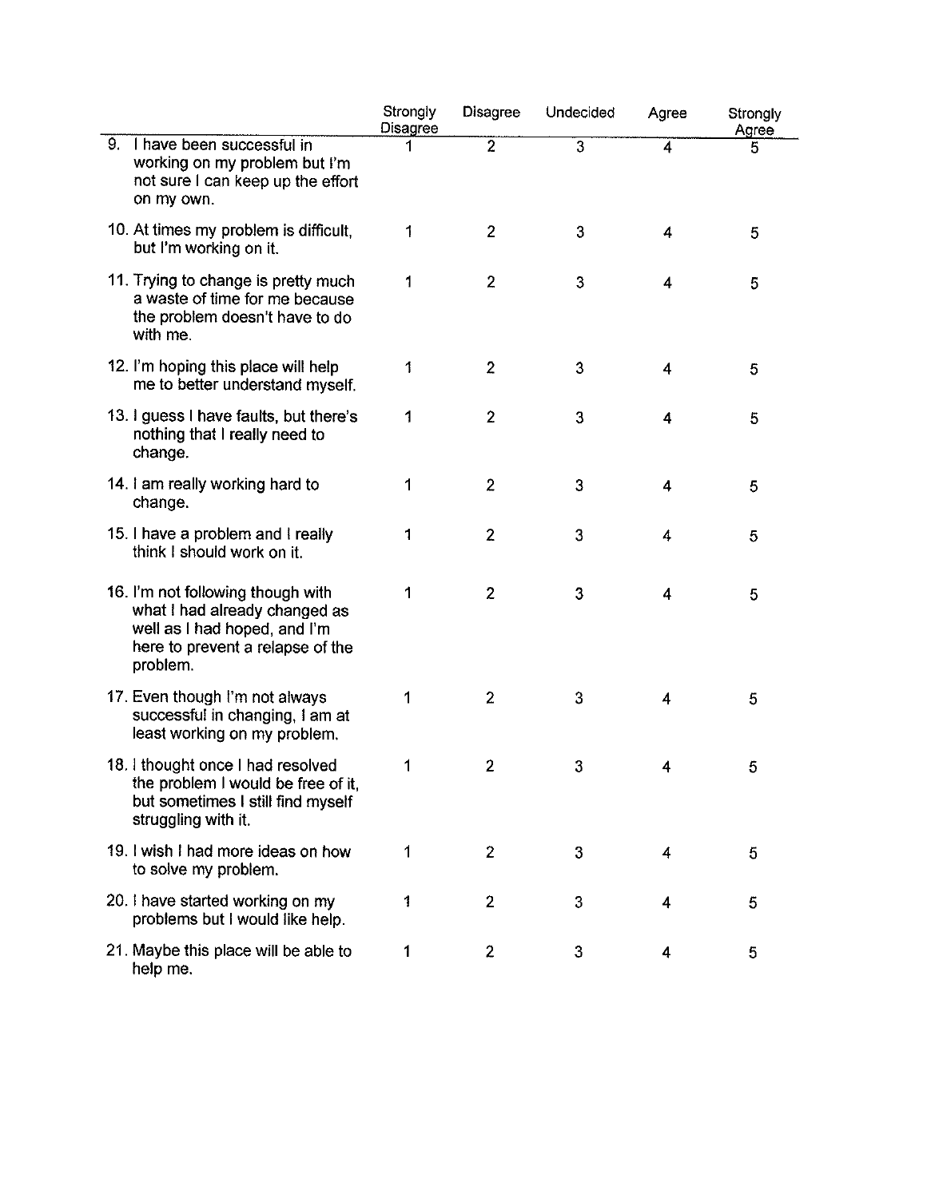| | Strongly Disagree | Disagree | Undecided | Agree | Strongly Agree |
|---|---|---|---|---|---|
| 9. I have been successful in working on my problem but I'm not sure I can keep up the effort on my own. | 1 | 2 | 3 | 4 | 5 |
| 10. At times my problem is difficult, but I'm working on it. | 1 | 2 | 3 | 4 | 5 |
| 11. Trying to change is pretty much a waste of time for me because the problem doesn't have to do with me. | 1 | 2 | 3 | 4 | 5 |
| 12. I'm hoping this place will help me to better understand myself. | 1 | 2 | 3 | 4 | 5 |
| 13. I guess I have faults, but there's nothing that I really need to change. | 1 | 2 | 3 | 4 | 5 |
| 14. I am really working hard to change. | 1 | 2 | 3 | 4 | 5 |
| 15. I have a problem and I really think I should work on it. | 1 | 2 | 3 | 4 | 5 |
| 16. I'm not following though with what I had already changed as well as I had hoped, and I'm here to prevent a relapse of the problem. | 1 | 2 | 3 | 4 | 5 |
| 17. Even though I'm not always successful in changing, I am at least working on my problem. | 1 | 2 | 3 | 4 | 5 |
| 18. I thought once I had resolved the problem I would be free of it, but sometimes I still find myself struggling with it. | 1 | 2 | 3 | 4 | 5 |
| 19. I wish I had more ideas on how to solve my problem. | 1 | 2 | 3 | 4 | 5 |
| 20. I have started working on my problems but I would like help. | 1 | 2 | 3 | 4 | 5 |
| 21. Maybe this place will be able to help me. | 1 | 2 | 3 | 4 | 5 |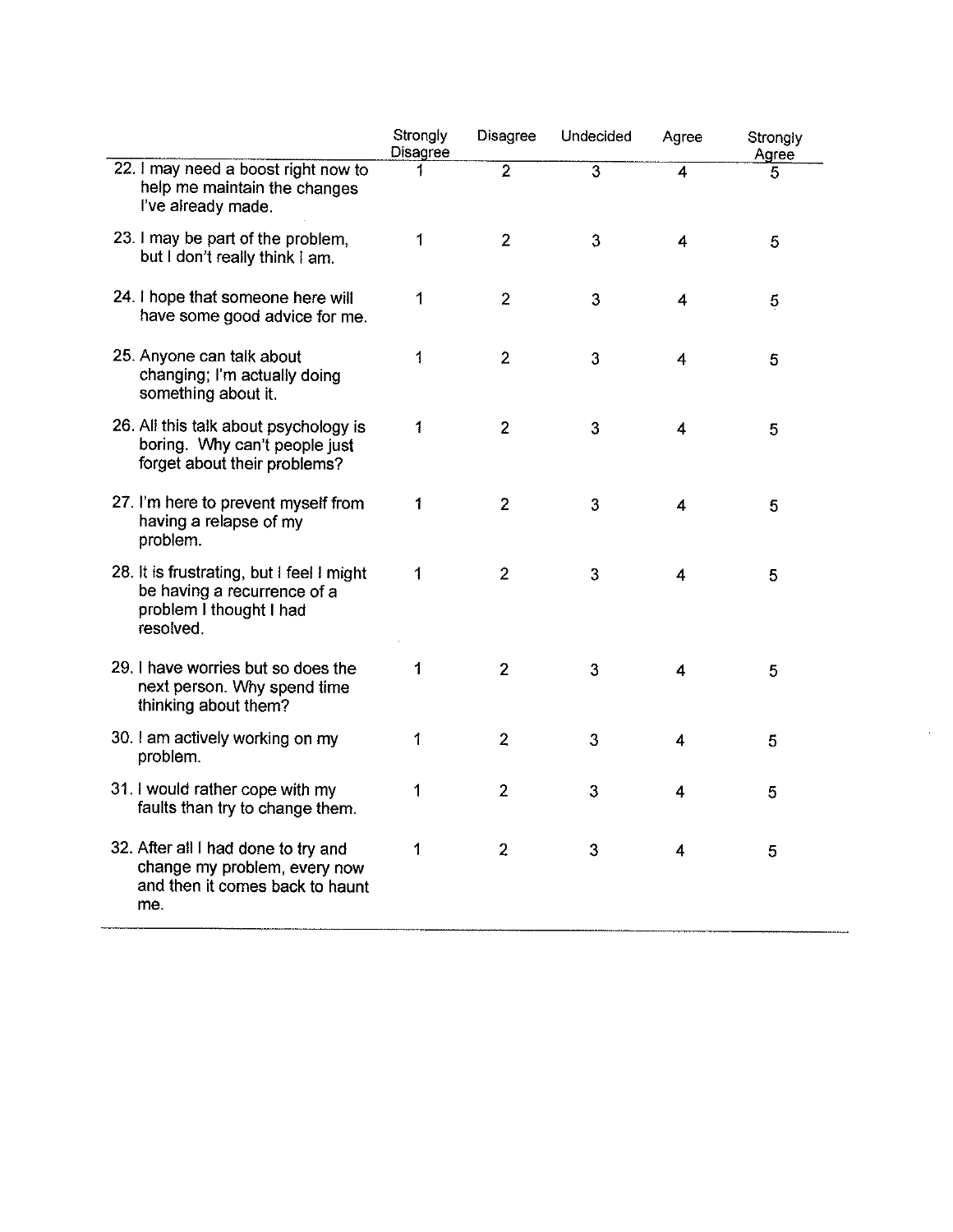| | Strongly Disagree | Disagree | Undecided | Agree | Strongly Agree |
|---|---|---|---|---|---|
| 22. I may need a boost right now to help me maintain the changes I've already made. | 1 | 2 | 3 | 4 | 5 |
| 23. I may be part of the problem, but I don't really think I am. | 1 | 2 | 3 | 4 | 5 |
| 24. I hope that someone here will have some good advice for me. | 1 | 2 | 3 | 4 | 5 |
| 25. Anyone can talk about changing; I'm actually doing something about it. | 1 | 2 | 3 | 4 | 5 |
| 26. All this talk about psychology is boring. Why can't people just forget about their problems? | 1 | 2 | 3 | 4 | 5 |
| 27. I'm here to prevent myself from having a relapse of my problem. | 1 | 2 | 3 | 4 | 5 |
| 28. It is frustrating, but I feel I might be having a recurrence of a problem I thought I had resolved. | 1 | 2 | 3 | 4 | 5 |
| 29. I have worries but so does the next person. Why spend time thinking about them? | 1 | 2 | 3 | 4 | 5 |
| 30. I am actively working on my problem. | 1 | 2 | 3 | 4 | 5 |
| 31. I would rather cope with my faults than try to change them. | 1 | 2 | 3 | 4 | 5 |
| 32. After all I had done to try and change my problem, every now and then it comes back to haunt me. | 1 | 2 | 3 | 4 | 5 |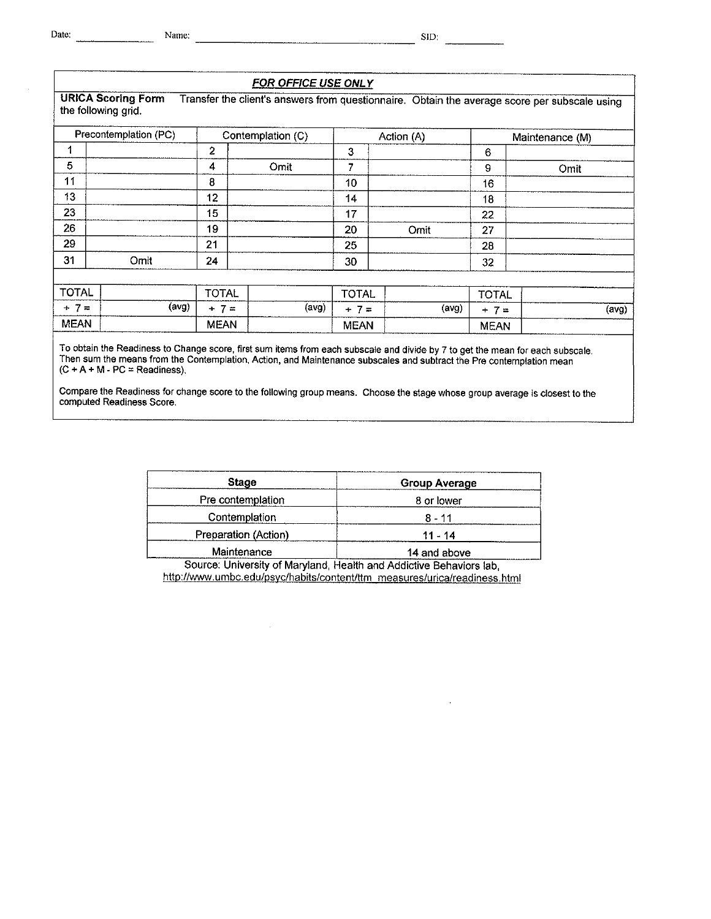Date: \_\_\_\_\_\_\_\_\_\_ Name: \_\_\_\_\_\_\_\_\_\_\_\_\_\_\_\_\_\_\_\_\_\_\_\_\_\_\_\_\_\_ SID: \_\_\_\_\_\_\_\_

***FOR OFFICE USE ONLY***

**URICA Scoring Form** Transfer the client's answers from questionnaire. Obtain the average score per subscale using the following grid.

| Precontemplation (PC) | | Contemplation (C) | | Action (A) | | Maintenance (M) | |
|---|---|---|---|---|---|---|---|
| 1 | | 2 | | 3 | | 6 | |
| 5 | | 4 | Omit | 7 | | 9 | Omit |
| 11 | | 8 | | 10 | | 16 | |
| 13 | | 12 | | 14 | | 18 | |
| 23 | | 15 | | 17 | | 22 | |
| 26 | | 19 | | 20 | Omit | 27 | |
| 29 | | 21 | | 25 | | 28 | |
| 31 | Omit | 24 | | 30 | | 32 | |
| | | | | | | | |
| TOTAL | | TOTAL | | TOTAL | | TOTAL | |
| ÷ 7 = | (avg) | ÷ 7 = | (avg) | ÷ 7 = | (avg) | ÷ 7 = | (avg) |
| MEAN | | MEAN | | MEAN | | MEAN | |

To obtain the Readiness to Change score, first sum items from each subscale and divide by 7 to get the mean for each subscale. Then sum the means from the Contemplation, Action, and Maintenance subscales and subtract the Pre contemplation mean (C + A + M - PC = Readiness).

Compare the Readiness for change score to the following group means. Choose the stage whose group average is closest to the computed Readiness Score.

| Stage | Group Average |
|---|---|
| Pre contemplation | 8 or lower |
| Contemplation | 8 - 11 |
| Preparation (Action) | 11 - 14 |
| Maintenance | 14 and above |

Source: University of Maryland, Health and Addictive Behaviors lab, http://www.umbc.edu/psyc/habits/content/ttm_measures/urica/readiness.html